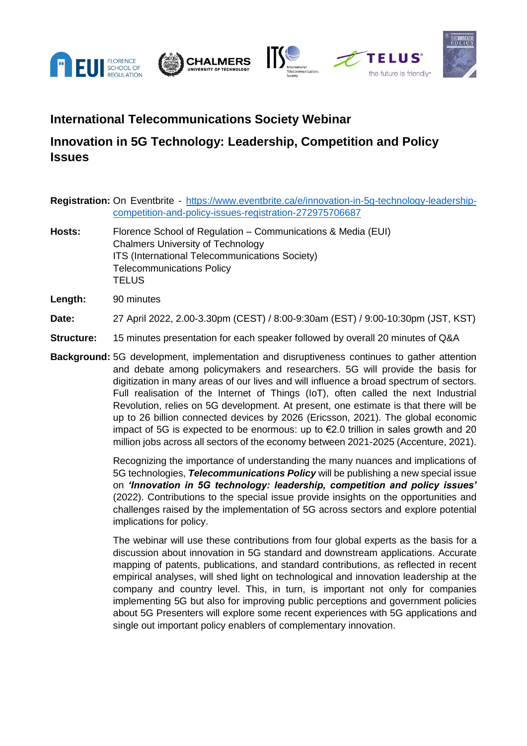## International Telecommunications Society Webinar

## Innovation in 5G Technology: Leadership, Competition and Policy Issues

**Registration:** On Eventbrite - https://www.eventbrite.ca/e/innovation-in-5g-technology-leadership-competition-and-policy-issues-registration-272975706687

**Hosts:** Florence School of Regulation – Communications & Media (EUI)
Chalmers University of Technology
ITS (International Telecommunications Society)
Telecommunications Policy
TELUS

**Length:** 90 minutes

**Date:** 27 April 2022, 2.00-3.30pm (CEST) / 8:00-9:30am (EST) / 9:00-10:30pm (JST, KST)

**Structure:** 15 minutes presentation for each speaker followed by overall 20 minutes of Q&A

**Background:** 5G development, implementation and disruptiveness continues to gather attention and debate among policymakers and researchers. 5G will provide the basis for digitization in many areas of our lives and will influence a broad spectrum of sectors. Full realisation of the Internet of Things (IoT), often called the next Industrial Revolution, relies on 5G development. At present, one estimate is that there will be up to 26 billion connected devices by 2026 (Ericsson, 2021). The global economic impact of 5G is expected to be enormous: up to €2.0 trillion in sales growth and 20 million jobs across all sectors of the economy between 2021-2025 (Accenture, 2021).

Recognizing the importance of understanding the many nuances and implications of 5G technologies, ***Telecommunications Policy*** will be publishing a new special issue on ***'Innovation in 5G technology: leadership, competition and policy issues'*** (2022). Contributions to the special issue provide insights on the opportunities and challenges raised by the implementation of 5G across sectors and explore potential implications for policy.

The webinar will use these contributions from four global experts as the basis for a discussion about innovation in 5G standard and downstream applications. Accurate mapping of patents, publications, and standard contributions, as reflected in recent empirical analyses, will shed light on technological and innovation leadership at the company and country level. This, in turn, is important not only for companies implementing 5G but also for improving public perceptions and government policies about 5G Presenters will explore some recent experiences with 5G applications and single out important policy enablers of complementary innovation.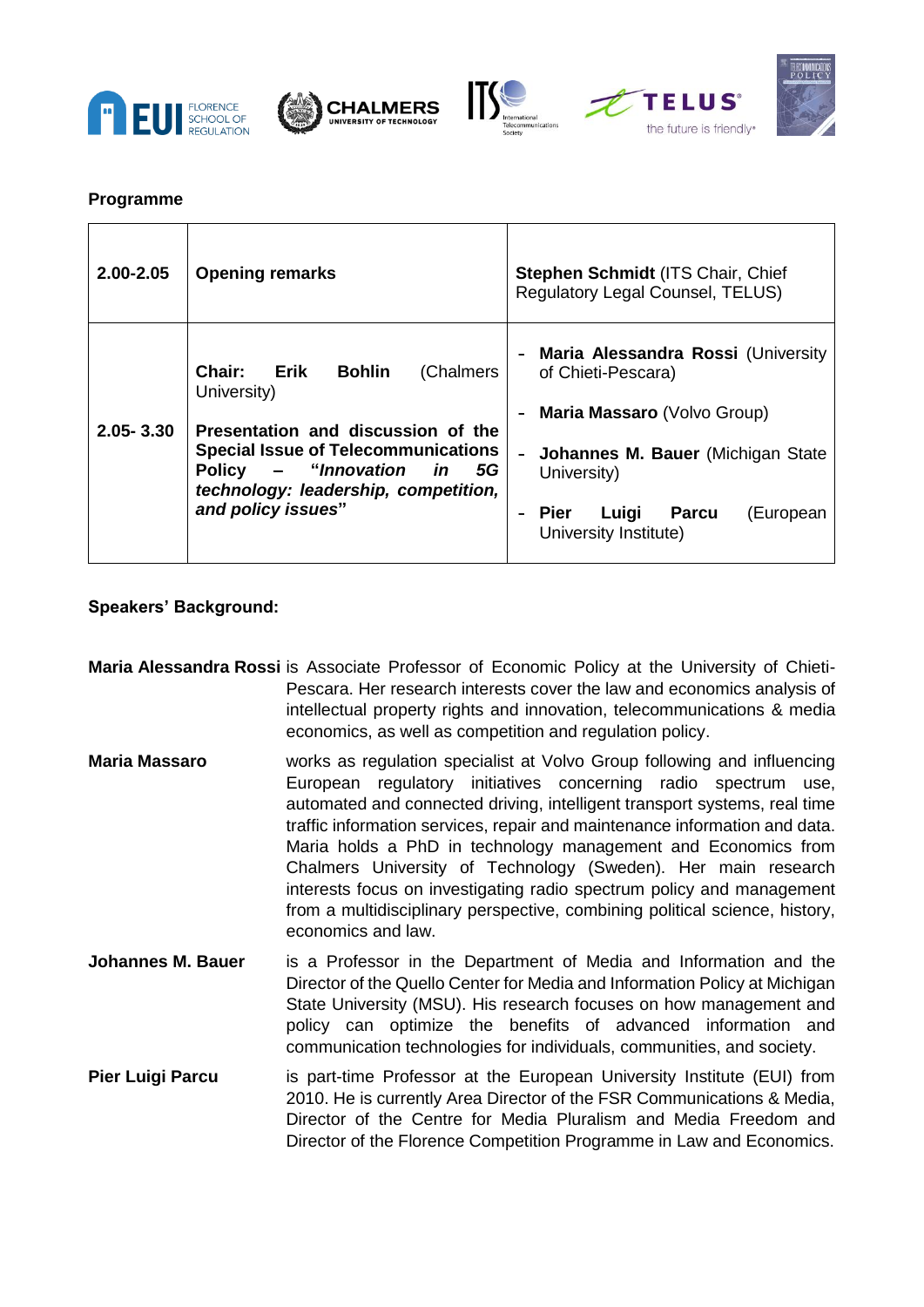**Programme**

| | | |
|---|---|---|
| **2.00-2.05** | **Opening remarks** | **Stephen Schmidt** (ITS Chair, Chief Regulatory Legal Counsel, TELUS) |
| **2.05- 3.30** | **Chair: Erik Bohlin** (Chalmers University)<br><br>**Presentation and discussion of the Special Issue of Telecommunications Policy – "*Innovation in 5G technology: leadership, competition, and policy issues*"** | - **Maria Alessandra Rossi** (University of Chieti-Pescara)<br>- **Maria Massaro** (Volvo Group)<br>- **Johannes M. Bauer** (Michigan State University)<br>- **Pier Luigi Parcu** (European University Institute) |

**Speakers' Background:**

**Maria Alessandra Rossi** is Associate Professor of Economic Policy at the University of Chieti-Pescara. Her research interests cover the law and economics analysis of intellectual property rights and innovation, telecommunications & media economics, as well as competition and regulation policy.

**Maria Massaro** works as regulation specialist at Volvo Group following and influencing European regulatory initiatives concerning radio spectrum use, automated and connected driving, intelligent transport systems, real time traffic information services, repair and maintenance information and data. Maria holds a PhD in technology management and Economics from Chalmers University of Technology (Sweden). Her main research interests focus on investigating radio spectrum policy and management from a multidisciplinary perspective, combining political science, history, economics and law.

**Johannes M. Bauer** is a Professor in the Department of Media and Information and the Director of the Quello Center for Media and Information Policy at Michigan State University (MSU). His research focuses on how management and policy can optimize the benefits of advanced information and communication technologies for individuals, communities, and society.

**Pier Luigi Parcu** is part-time Professor at the European University Institute (EUI) from 2010. He is currently Area Director of the FSR Communications & Media, Director of the Centre for Media Pluralism and Media Freedom and Director of the Florence Competition Programme in Law and Economics.